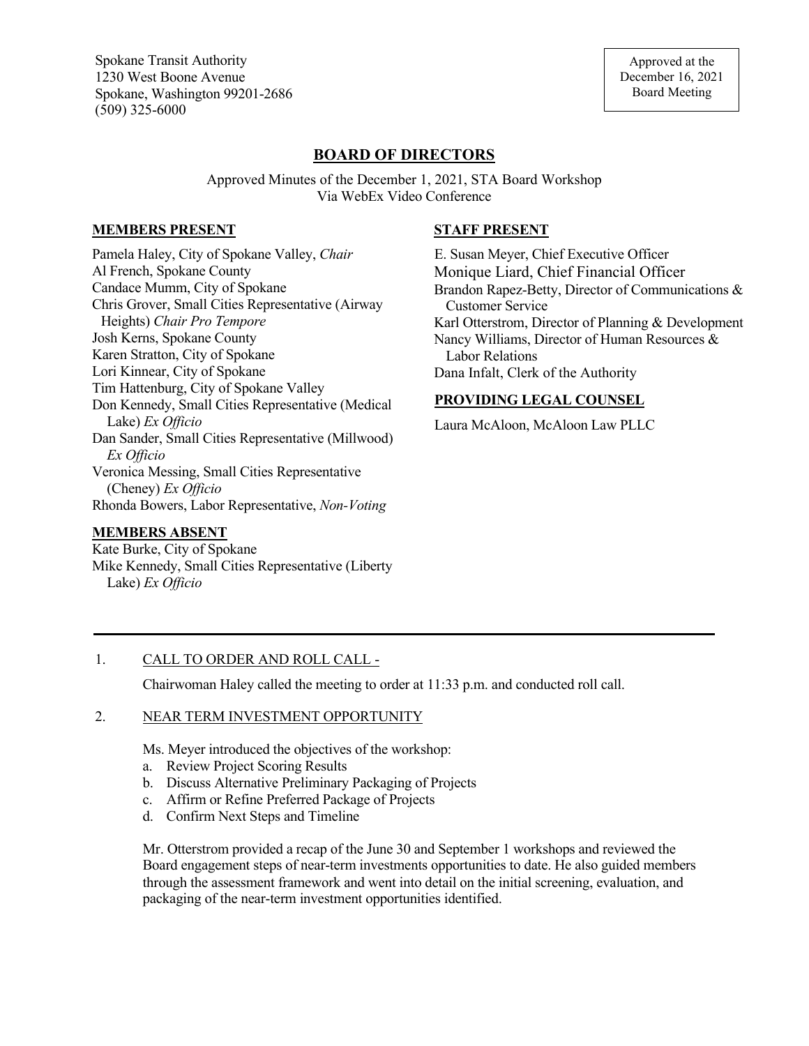Spokane Transit Authority
1230 West Boone Avenue
Spokane, Washington 99201-2686
(509) 325-6000

Approved at the
December 16, 2021
Board Meeting

# BOARD OF DIRECTORS

Approved Minutes of the December 1, 2021, STA Board Workshop
Via WebEx Video Conference

**MEMBERS PRESENT**

Pamela Haley, City of Spokane Valley, *Chair*
Al French, Spokane County
Candace Mumm, City of Spokane
Chris Grover, Small Cities Representative (Airway Heights) *Chair Pro Tempore*
Josh Kerns, Spokane County
Karen Stratton, City of Spokane
Lori Kinnear, City of Spokane
Tim Hattenburg, City of Spokane Valley
Don Kennedy, Small Cities Representative (Medical Lake) *Ex Officio*
Dan Sander, Small Cities Representative (Millwood) *Ex Officio*
Veronica Messing, Small Cities Representative (Cheney) *Ex Officio*
Rhonda Bowers, Labor Representative, *Non-Voting*

**MEMBERS ABSENT**

Kate Burke, City of Spokane
Mike Kennedy, Small Cities Representative (Liberty Lake) *Ex Officio*

**STAFF PRESENT**

E. Susan Meyer, Chief Executive Officer
Monique Liard, Chief Financial Officer
Brandon Rapez-Betty, Director of Communications & Customer Service
Karl Otterstrom, Director of Planning & Development
Nancy Williams, Director of Human Resources & Labor Relations
Dana Infalt, Clerk of the Authority

**PROVIDING LEGAL COUNSEL**

Laura McAloon, McAloon Law PLLC

---

1. CALL TO ORDER AND ROLL CALL -

   Chairwoman Haley called the meeting to order at 11:33 p.m. and conducted roll call.

2. NEAR TERM INVESTMENT OPPORTUNITY

   Ms. Meyer introduced the objectives of the workshop:
   a. Review Project Scoring Results
   b. Discuss Alternative Preliminary Packaging of Projects
   c. Affirm or Refine Preferred Package of Projects
   d. Confirm Next Steps and Timeline

   Mr. Otterstrom provided a recap of the June 30 and September 1 workshops and reviewed the Board engagement steps of near-term investments opportunities to date. He also guided members through the assessment framework and went into detail on the initial screening, evaluation, and packaging of the near-term investment opportunities identified.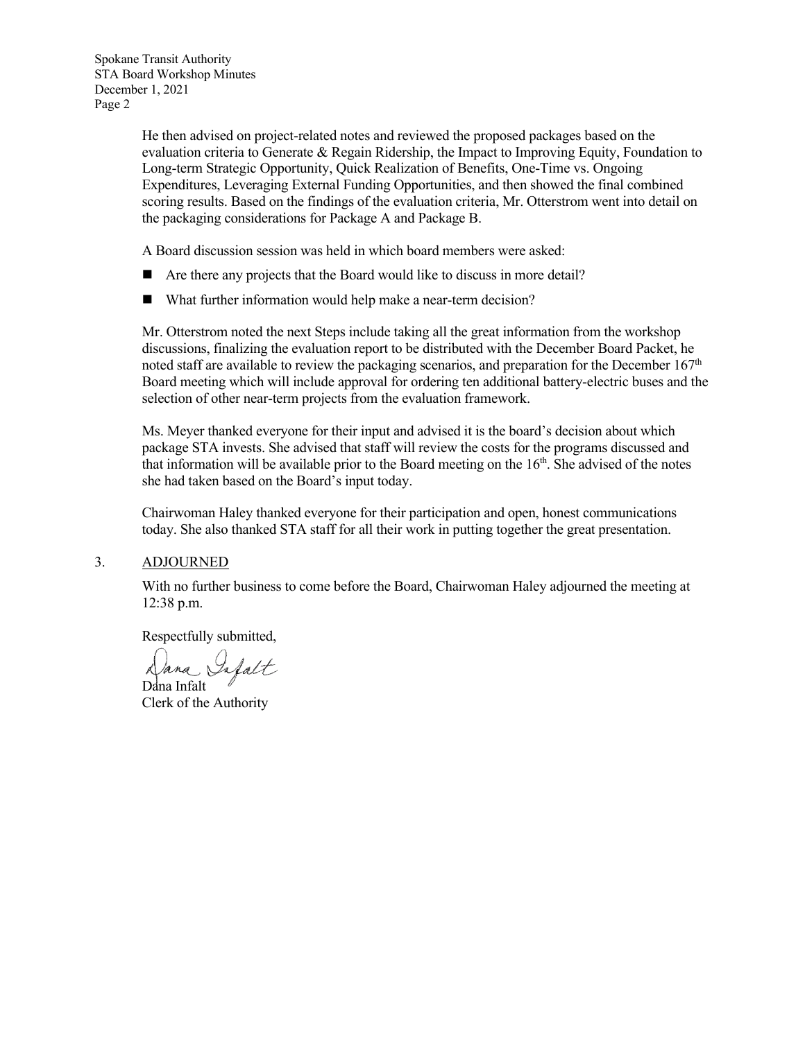He then advised on project-related notes and reviewed the proposed packages based on the evaluation criteria to Generate & Regain Ridership, the Impact to Improving Equity, Foundation to Long-term Strategic Opportunity, Quick Realization of Benefits, One-Time vs. Ongoing Expenditures, Leveraging External Funding Opportunities, and then showed the final combined scoring results. Based on the findings of the evaluation criteria, Mr. Otterstrom went into detail on the packaging considerations for Package A and Package B.

A Board discussion session was held in which board members were asked:

- Are there any projects that the Board would like to discuss in more detail?
- What further information would help make a near-term decision?

Mr. Otterstrom noted the next Steps include taking all the great information from the workshop discussions, finalizing the evaluation report to be distributed with the December Board Packet, he noted staff are available to review the packaging scenarios, and preparation for the December 167th Board meeting which will include approval for ordering ten additional battery-electric buses and the selection of other near-term projects from the evaluation framework.

Ms. Meyer thanked everyone for their input and advised it is the board's decision about which package STA invests. She advised that staff will review the costs for the programs discussed and that information will be available prior to the Board meeting on the 16th. She advised of the notes she had taken based on the Board's input today.

Chairwoman Haley thanked everyone for their participation and open, honest communications today. She also thanked STA staff for all their work in putting together the great presentation.

3. ADJOURNED

With no further business to come before the Board, Chairwoman Haley adjourned the meeting at 12:38 p.m.

Respectfully submitted,

Dana Infalt

Dana Infalt
Clerk of the Authority